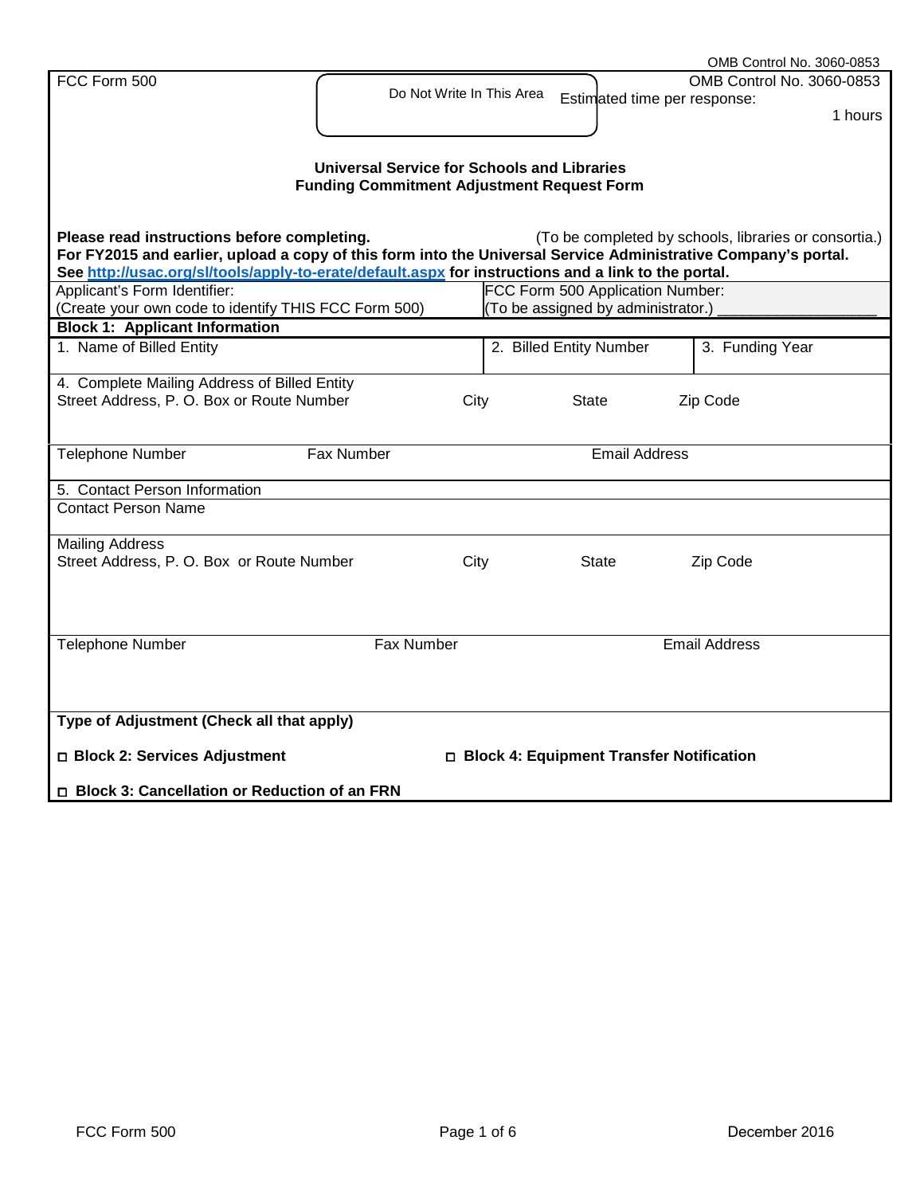OMB Control No. 3060-0853

FCC Form 500

Do Not Write In This Area

OMB Control No. 3060-0853
Estimated time per response:
1 hours

**Universal Service for Schools and Libraries**
**Funding Commitment Adjustment Request Form**

**Please read instructions before completing.** (To be completed by schools, libraries or consortia.)
**For FY2015 and earlier, upload a copy of this form into the Universal Service Administrative Company's portal. See http://usac.org/sl/tools/apply-to-erate/default.aspx for instructions and a link to the portal.**

| Applicant's Form Identifier: (Create your own code to identify THIS FCC Form 500) | FCC Form 500 Application Number: (To be assigned by administrator.) ________________ |
|---|---|

**Block 1: Applicant Information**

| 1. Name of Billed Entity | 2. Billed Entity Number | 3. Funding Year |
|---|---|---|
| | | |

4. Complete Mailing Address of Billed Entity

| Street Address, P. O. Box or Route Number | City | State | Zip Code |
|---|---|---|---|
| | | | |

| Telephone Number | Fax Number | Email Address |
|---|---|---|
| | | |

5. Contact Person Information

Contact Person Name

Mailing Address

| Street Address, P. O. Box or Route Number | City | State | Zip Code |
|---|---|---|---|
| | | | |

| Telephone Number | Fax Number | Email Address |
|---|---|---|
| | | |

**Type of Adjustment (Check all that apply)**

☐ **Block 2: Services Adjustment**

☐ **Block 3: Cancellation or Reduction of an FRN**

☐ **Block 4: Equipment Transfer Notification**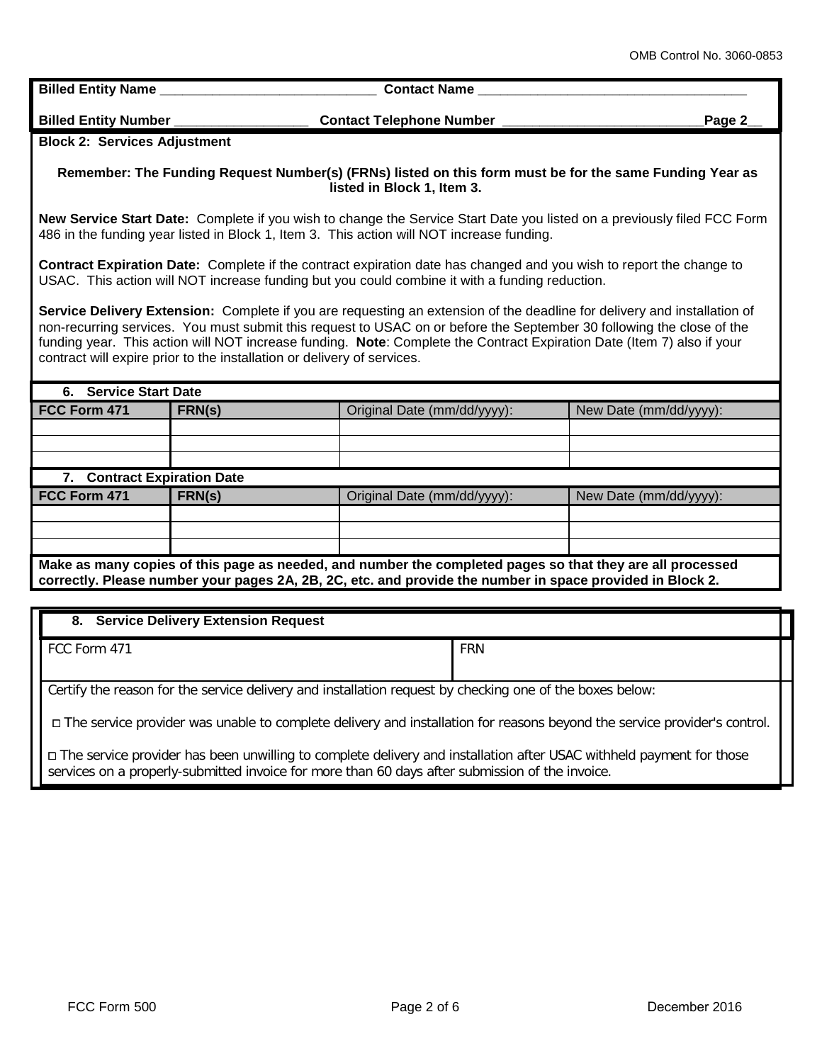**Billed Entity Name** _____________________________ **Contact Name** ____________________________________

**Billed Entity Number** _________________ **Contact Telephone Number** __________________________**Page 2**__

**Block 2: Services Adjustment**

**Remember: The Funding Request Number(s) (FRNs) listed on this form must be for the same Funding Year as listed in Block 1, Item 3.**

**New Service Start Date:** Complete if you wish to change the Service Start Date you listed on a previously filed FCC Form 486 in the funding year listed in Block 1, Item 3. This action will NOT increase funding.

**Contract Expiration Date:** Complete if the contract expiration date has changed and you wish to report the change to USAC. This action will NOT increase funding but you could combine it with a funding reduction.

**Service Delivery Extension:** Complete if you are requesting an extension of the deadline for delivery and installation of non-recurring services. You must submit this request to USAC on or before the September 30 following the close of the funding year. This action will NOT increase funding. **Note**: Complete the Contract Expiration Date (Item 7) also if your contract will expire prior to the installation or delivery of services.

**6. Service Start Date**

| FCC Form 471 | FRN(s) | Original Date (mm/dd/yyyy): | New Date (mm/dd/yyyy): |
|---|---|---|---|
| | | | |
| | | | |
| | | | |

**7. Contract Expiration Date**

| FCC Form 471 | FRN(s) | Original Date (mm/dd/yyyy): | New Date (mm/dd/yyyy): |
|---|---|---|---|
| | | | |
| | | | |
| | | | |

**Make as many copies of this page as needed, and number the completed pages so that they are all processed correctly. Please number your pages 2A, 2B, 2C, etc. and provide the number in space provided in Block 2.**

**8. Service Delivery Extension Request**

| FCC Form 471 | FRN |
|---|---|
| | |

Certify the reason for the service delivery and installation request by checking one of the boxes below:

□ The service provider was unable to complete delivery and installation for reasons beyond the service provider's control.

□ The service provider has been unwilling to complete delivery and installation after USAC withheld payment for those services on a properly-submitted invoice for more than 60 days after submission of the invoice.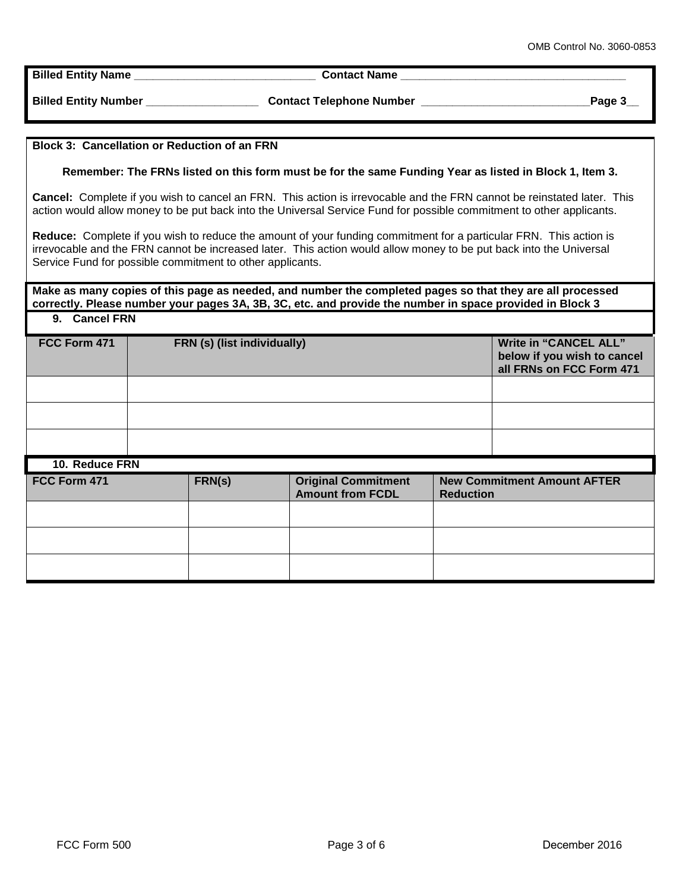**Billed Entity Name** _____________________________ **Contact Name** ___________________________________

**Billed Entity Number** _________________ **Contact Telephone Number** __________________________**Page 3**__

**Block 3: Cancellation or Reduction of an FRN**

**Remember: The FRNs listed on this form must be for the same Funding Year as listed in Block 1, Item 3.**

**Cancel:** Complete if you wish to cancel an FRN. This action is irrevocable and the FRN cannot be reinstated later. This action would allow money to be put back into the Universal Service Fund for possible commitment to other applicants.

**Reduce:** Complete if you wish to reduce the amount of your funding commitment for a particular FRN. This action is irrevocable and the FRN cannot be increased later. This action would allow money to be put back into the Universal Service Fund for possible commitment to other applicants.

**Make as many copies of this page as needed, and number the completed pages so that they are all processed correctly. Please number your pages 3A, 3B, 3C, etc. and provide the number in space provided in Block 3**

**9. Cancel FRN**

| FCC Form 471 | FRN (s) (list individually) | Write in "CANCEL ALL" below if you wish to cancel all FRNs on FCC Form 471 |
|---|---|---|
| | | |
| | | |
| | | |

**10. Reduce FRN**

| FCC Form 471 | FRN(s) | Original Commitment Amount from FCDL | New Commitment Amount AFTER Reduction |
|---|---|---|---|
| | | | |
| | | | |
| | | | |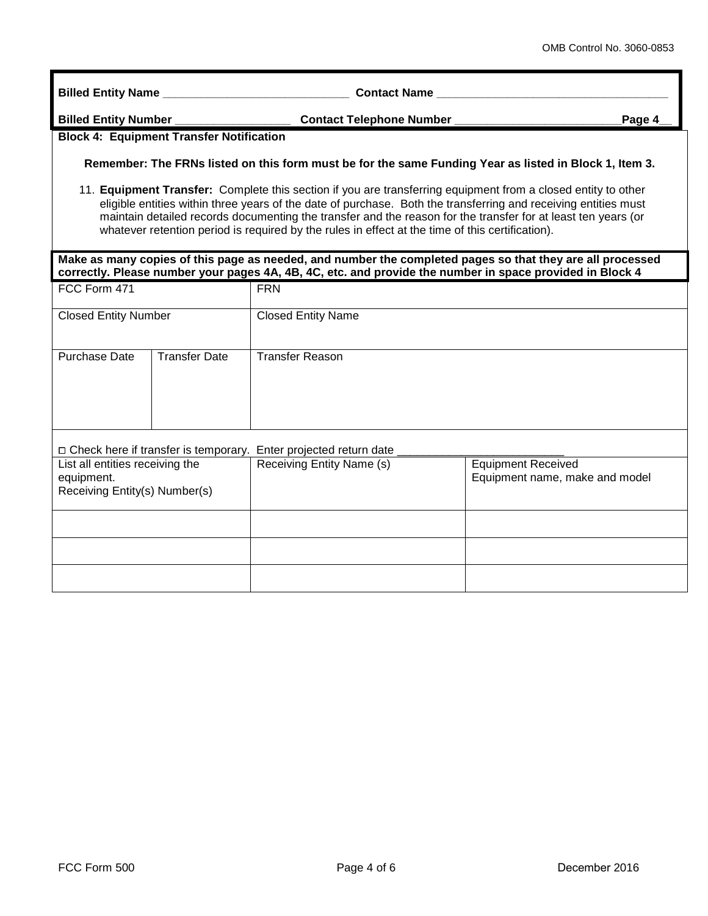**Billed Entity Name** ______________________________ **Contact Name** _____________________________________

**Billed Entity Number** __________________ **Contact Telephone Number** __________________________**Page 4__**

**Block 4: Equipment Transfer Notification**

**Remember: The FRNs listed on this form must be for the same Funding Year as listed in Block 1, Item 3.**

11. **Equipment Transfer:** Complete this section if you are transferring equipment from a closed entity to other eligible entities within three years of the date of purchase. Both the transferring and receiving entities must maintain detailed records documenting the transfer and the reason for the transfer for at least ten years (or whatever retention period is required by the rules in effect at the time of this certification).

**Make as many copies of this page as needed, and number the completed pages so that they are all processed correctly. Please number your pages 4A, 4B, 4C, etc. and provide the number in space provided in Block 4**

| FCC Form 471 | | FRN |
|---|---|---|
| Closed Entity Number | | Closed Entity Name |
| Purchase Date | Transfer Date | Transfer Reason |

□ Check here if transfer is temporary. Enter projected return date __________________________

| List all entities receiving the equipment. Receiving Entity(s) Number(s) | Receiving Entity Name (s) | Equipment Received Equipment name, make and model |
|---|---|---|
| | | |
| | | |
| | | |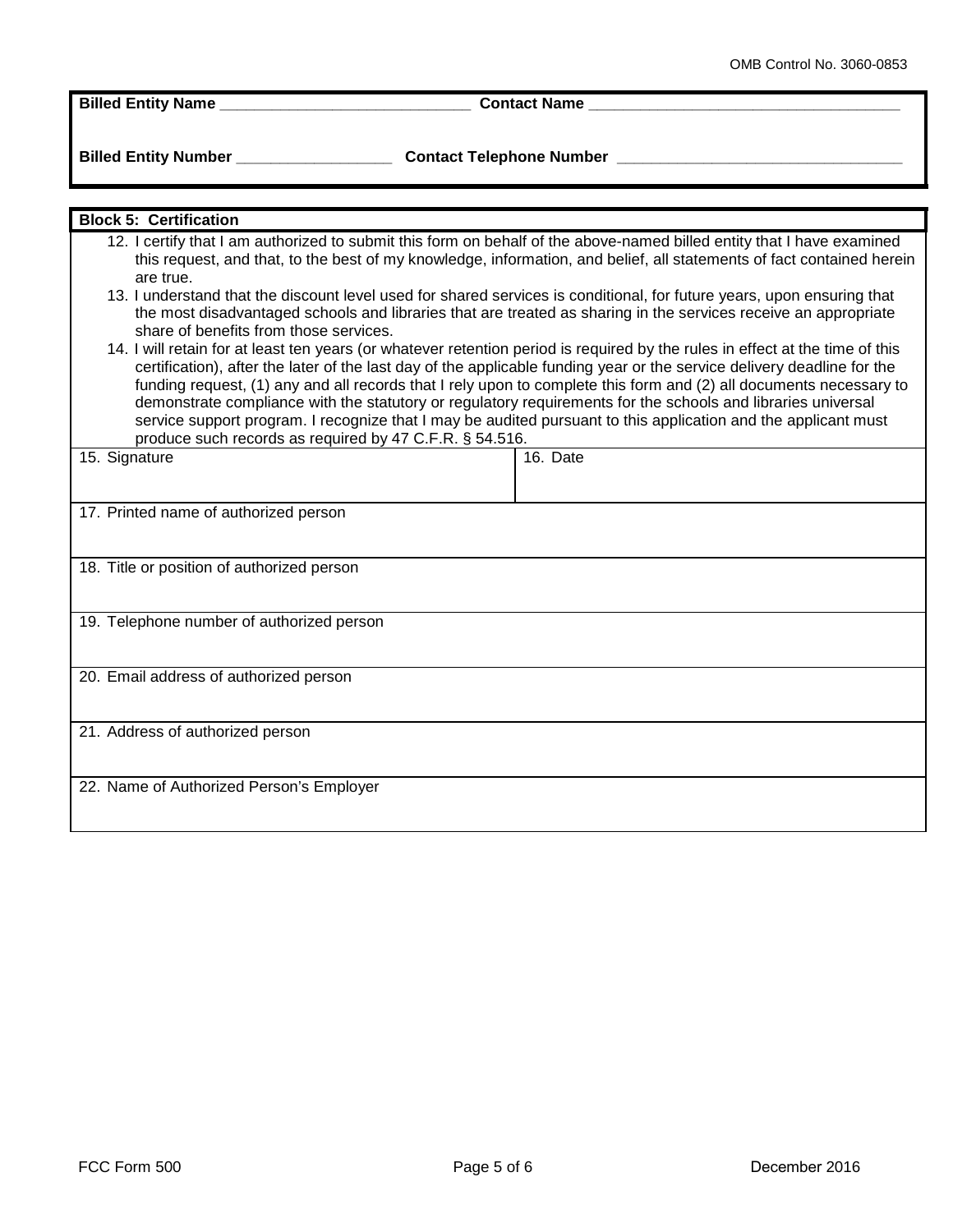**Billed Entity Name** ______________________________ **Contact Name** ____________________________________

**Billed Entity Number** __________________ **Contact Telephone Number** _________________________________

**Block 5: Certification**

12. I certify that I am authorized to submit this form on behalf of the above-named billed entity that I have examined this request, and that, to the best of my knowledge, information, and belief, all statements of fact contained herein are true.
13. I understand that the discount level used for shared services is conditional, for future years, upon ensuring that the most disadvantaged schools and libraries that are treated as sharing in the services receive an appropriate share of benefits from those services.
14. I will retain for at least ten years (or whatever retention period is required by the rules in effect at the time of this certification), after the later of the last day of the applicable funding year or the service delivery deadline for the funding request, (1) any and all records that I rely upon to complete this form and (2) all documents necessary to demonstrate compliance with the statutory or regulatory requirements for the schools and libraries universal service support program. I recognize that I may be audited pursuant to this application and the applicant must produce such records as required by 47 C.F.R. § 54.516.

| 15. Signature | 16. Date |
|---|---|
| | |

17. Printed name of authorized person

18. Title or position of authorized person

19. Telephone number of authorized person

20. Email address of authorized person

21. Address of authorized person

22. Name of Authorized Person's Employer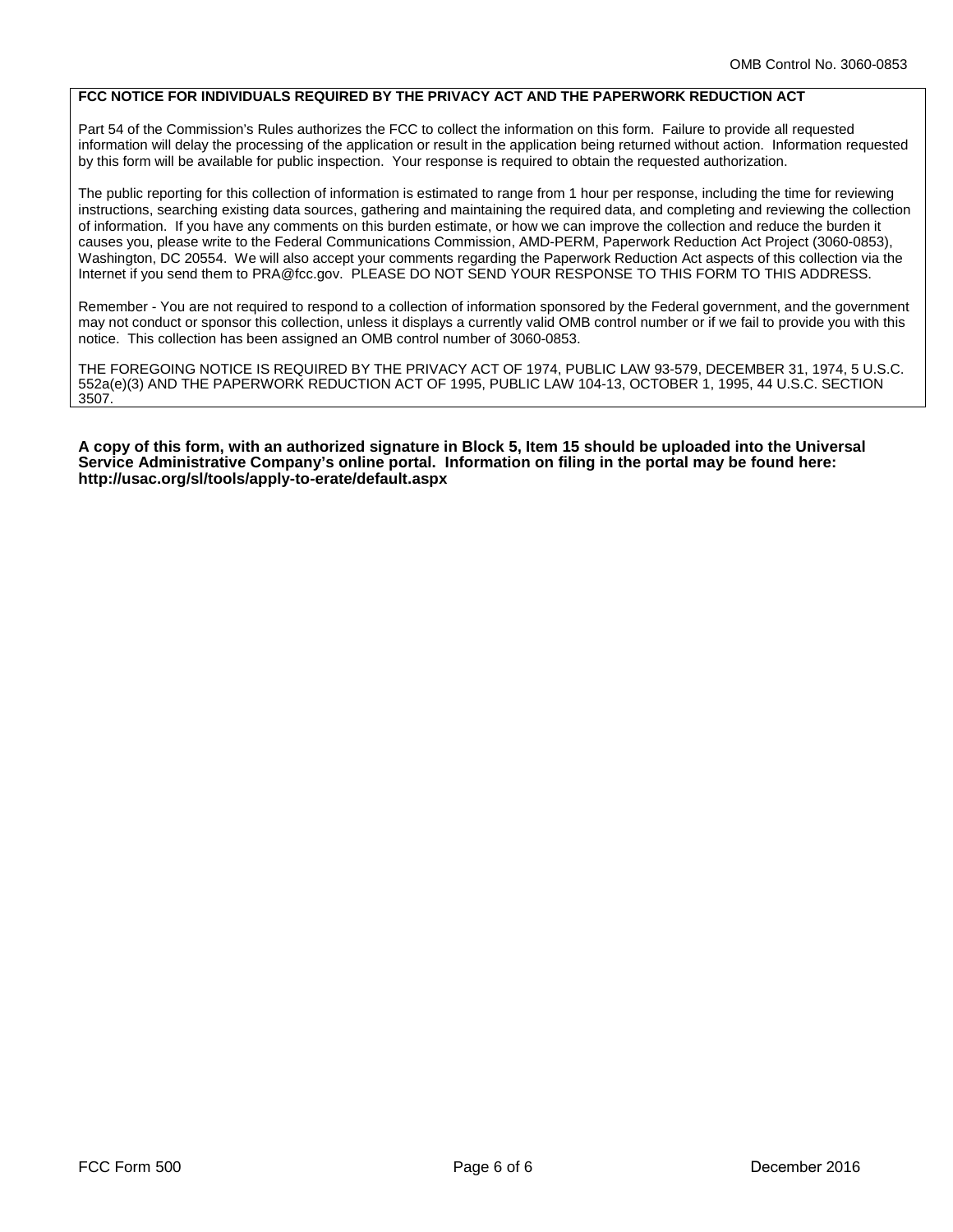OMB Control No. 3060-0853

**FCC NOTICE FOR INDIVIDUALS REQUIRED BY THE PRIVACY ACT AND THE PAPERWORK REDUCTION ACT**

Part 54 of the Commission's Rules authorizes the FCC to collect the information on this form. Failure to provide all requested information will delay the processing of the application or result in the application being returned without action. Information requested by this form will be available for public inspection. Your response is required to obtain the requested authorization.

The public reporting for this collection of information is estimated to range from 1 hour per response, including the time for reviewing instructions, searching existing data sources, gathering and maintaining the required data, and completing and reviewing the collection of information. If you have any comments on this burden estimate, or how we can improve the collection and reduce the burden it causes you, please write to the Federal Communications Commission, AMD-PERM, Paperwork Reduction Act Project (3060-0853), Washington, DC 20554. We will also accept your comments regarding the Paperwork Reduction Act aspects of this collection via the Internet if you send them to PRA@fcc.gov. PLEASE DO NOT SEND YOUR RESPONSE TO THIS FORM TO THIS ADDRESS.

Remember - You are not required to respond to a collection of information sponsored by the Federal government, and the government may not conduct or sponsor this collection, unless it displays a currently valid OMB control number or if we fail to provide you with this notice. This collection has been assigned an OMB control number of 3060-0853.

THE FOREGOING NOTICE IS REQUIRED BY THE PRIVACY ACT OF 1974, PUBLIC LAW 93-579, DECEMBER 31, 1974, 5 U.S.C. 552a(e)(3) AND THE PAPERWORK REDUCTION ACT OF 1995, PUBLIC LAW 104-13, OCTOBER 1, 1995, 44 U.S.C. SECTION 3507.

**A copy of this form, with an authorized signature in Block 5, Item 15 should be uploaded into the Universal Service Administrative Company's online portal. Information on filing in the portal may be found here: http://usac.org/sl/tools/apply-to-erate/default.aspx**